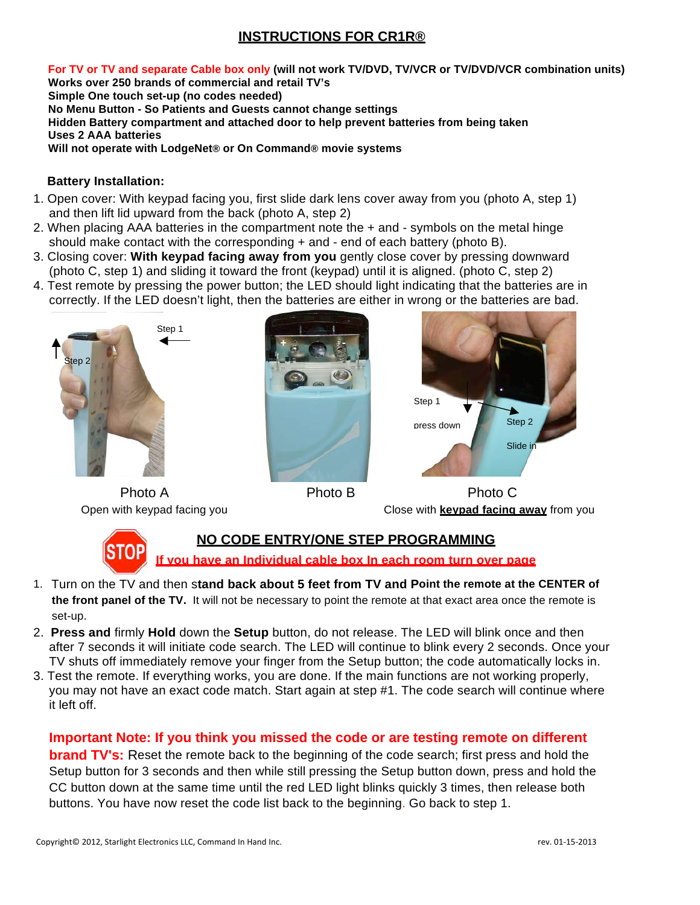# INSTRUCTIONS FOR CR1R®

**For TV or TV and separate Cable box only (will not work TV/DVD, TV/VCR or TV/DVD/VCR combination units)**
**Works over 250 brands of commercial and retail TV's**
**Simple One touch set-up (no codes needed)**
**No Menu Button - So Patients and Guests cannot change settings**
**Hidden Battery compartment and attached door to help prevent batteries from being taken**
**Uses 2 AAA batteries**
**Will not operate with LodgeNet® or On Command® movie systems**

**Battery Installation:**

1. Open cover: With keypad facing you, first slide dark lens cover away from you (photo A, step 1) and then lift lid upward from the back (photo A, step 2)
2. When placing AAA batteries in the compartment note the + and - symbols on the metal hinge should make contact with the corresponding + and - end of each battery (photo B).
3. Closing cover: **With keypad facing away from you** gently close cover by pressing downward (photo C, step 1) and sliding it toward the front (keypad) until it is aligned. (photo C, step 2)
4. Test remote by pressing the power button; the LED should light indicating that the batteries are in correctly. If the LED doesn't light, then the batteries are either in wrong or the batteries are bad.

Step 1 / Step 2

Photo A
Open with keypad facing you

Photo B

Step 1 press down / Step 2 Slide in

Photo C
Close with **keypad facing away** from you

## NO CODE ENTRY/ONE STEP PROGRAMMING

STOP **If you have an Individual cable box In each room turn over page**

1. Turn on the TV and then s**tand back about 5 feet from TV and Point the remote at the CENTER of the front panel of the TV.** It will not be necessary to point the remote at that exact area once the remote is set-up.
2. **Press and** firmly **Hold** down the **Setup** button, do not release. The LED will blink once and then after 7 seconds it will initiate code search. The LED will continue to blink every 2 seconds. Once your TV shuts off immediately remove your finger from the Setup button; the code automatically locks in.
3. Test the remote. If everything works, you are done. If the main functions are not working properly, you may not have an exact code match. Start again at step #1. The code search will continue where it left off.

**Important Note: If you think you missed the code or are testing remote on different brand TV's:** Reset the remote back to the beginning of the code search; first press and hold the Setup button for 3 seconds and then while still pressing the Setup button down, press and hold the CC button down at the same time until the red LED light blinks quickly 3 times, then release both buttons. You have now reset the code list back to the beginning. Go back to step 1.

Copyright© 2012, Starlight Electronics LLC, Command In Hand Inc. rev. 01-15-2013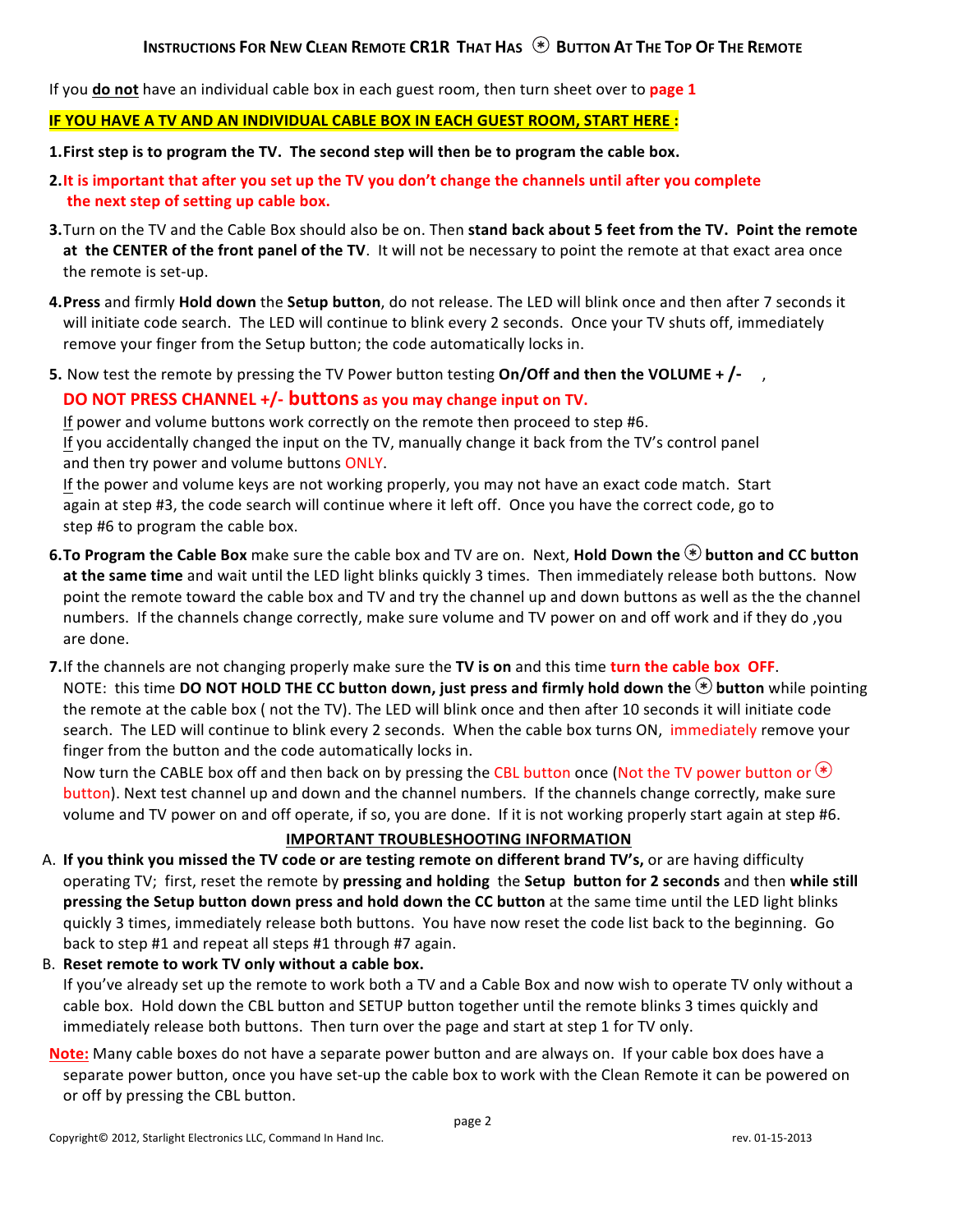# Instructions For New Clean Remote CR1R That Has ⊛ Button At The Top Of The Remote

If you **do not** have an individual cable box in each guest room, then turn sheet over to **page 1**

**IF YOU HAVE A TV AND AN INDIVIDUAL CABLE BOX IN EACH GUEST ROOM, START HERE :**

1. **First step is to program the TV. The second step will then be to program the cable box.**
2. **It is important that after you set up the TV you don't change the channels until after you complete the next step of setting up cable box.**
3. Turn on the TV and the Cable Box should also be on. Then **stand back about 5 feet from the TV. Point the remote at the CENTER of the front panel of the TV**. It will not be necessary to point the remote at that exact area once the remote is set-up.
4. **Press** and firmly **Hold down** the **Setup button**, do not release. The LED will blink once and then after 7 seconds it will initiate code search. The LED will continue to blink every 2 seconds. Once your TV shuts off, immediately remove your finger from the Setup button; the code automatically locks in.
5. Now test the remote by pressing the TV Power button testing **On/Off and then the VOLUME + /-** ,
   **DO NOT PRESS CHANNEL +/- buttons as you may change input on TV.**
   If power and volume buttons work correctly on the remote then proceed to step #6.
   If you accidentally changed the input on the TV, manually change it back from the TV's control panel and then try power and volume buttons ONLY.
   If the power and volume keys are not working properly, you may not have an exact code match. Start again at step #3, the code search will continue where it left off. Once you have the correct code, go to step #6 to program the cable box.
6. **To Program the Cable Box** make sure the cable box and TV are on. Next, **Hold Down the ⊛ button and CC button at the same time** and wait until the LED light blinks quickly 3 times. Then immediately release both buttons. Now point the remote toward the cable box and TV and try the channel up and down buttons as well as the the channel numbers. If the channels change correctly, make sure volume and TV power on and off work and if they do ,you are done.
7. If the channels are not changing properly make sure the **TV is on** and this time **turn the cable box OFF**.
   NOTE: this time **DO NOT HOLD THE CC button down, just press and firmly hold down the ⊛ button** while pointing the remote at the cable box ( not the TV). The LED will blink once and then after 10 seconds it will initiate code search. The LED will continue to blink every 2 seconds. When the cable box turns ON, immediately remove your finger from the button and the code automatically locks in.
   Now turn the CABLE box off and then back on by pressing the CBL button once (Not the TV power button or ⊛ button). Next test channel up and down and the channel numbers. If the channels change correctly, make sure volume and TV power on and off operate, if so, you are done. If it is not working properly start again at step #6.

## IMPORTANT TROUBLESHOOTING INFORMATION

A. **If you think you missed the TV code or are testing remote on different brand TV's,** or are having difficulty operating TV; first, reset the remote by **pressing and holding** the **Setup button for 2 seconds** and then **while still pressing the Setup button down press and hold down the CC button** at the same time until the LED light blinks quickly 3 times, immediately release both buttons. You have now reset the code list back to the beginning. Go back to step #1 and repeat all steps #1 through #7 again.

B. **Reset remote to work TV only without a cable box.**
If you've already set up the remote to work both a TV and a Cable Box and now wish to operate TV only without a cable box. Hold down the CBL button and SETUP button together until the remote blinks 3 times quickly and immediately release both buttons. Then turn over the page and start at step 1 for TV only.

**Note:** Many cable boxes do not have a separate power button and are always on. If your cable box does have a separate power button, once you have set-up the cable box to work with the Clean Remote it can be powered on or off by pressing the CBL button.

Copyright© 2012, Starlight Electronics LLC, Command In Hand Inc. rev. 01-15-2013